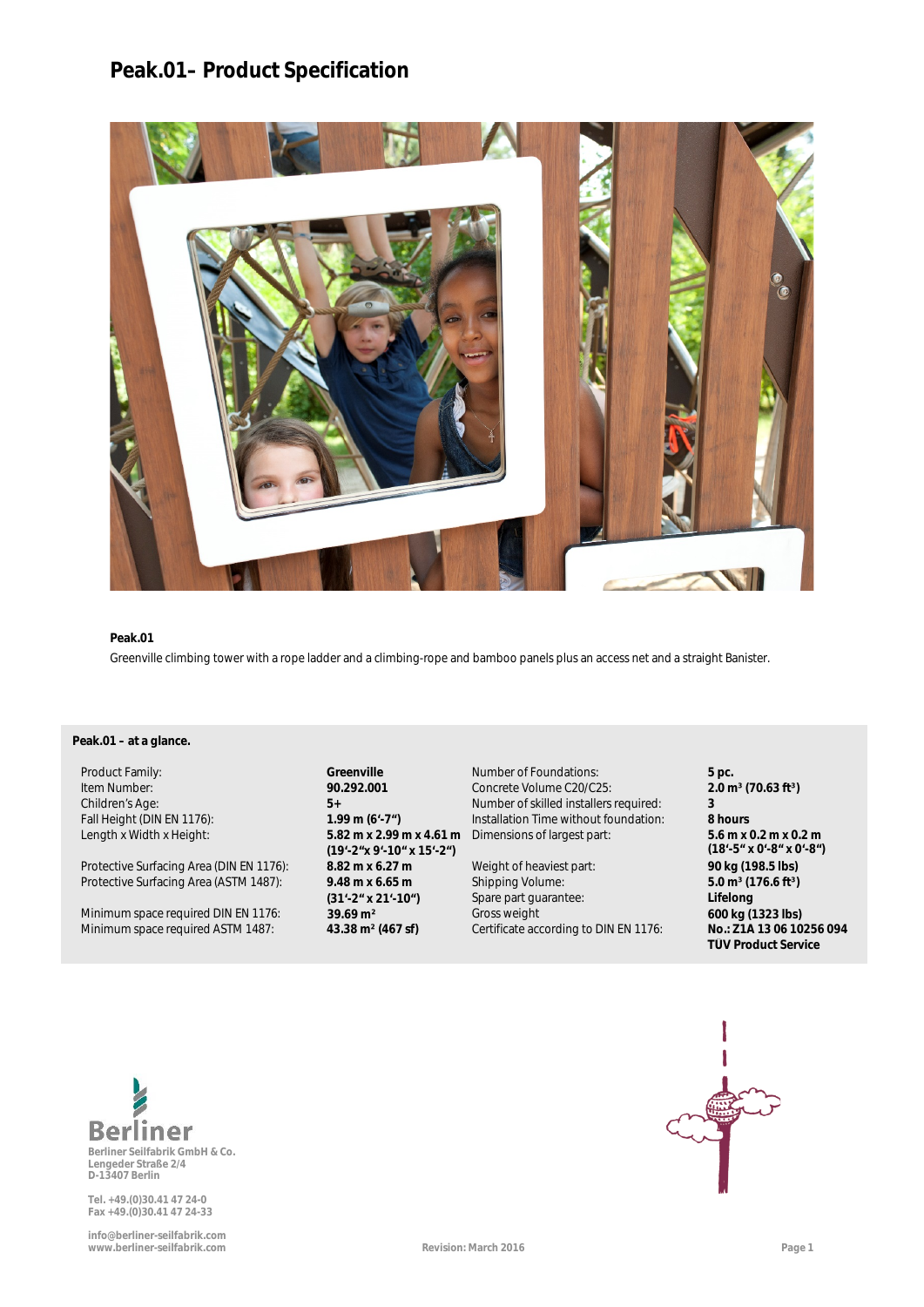# Peak.01– Product Specification

**Peak.01**

Greenville climbing tower with a rope ladder and a climbing-rope and bamboo panels plus an access net and a straight Banister.

**Peak.01 – at a glance.**

| | | | |
|---|---|---|---|
| Product Family: | **Greenville** | Number of Foundations: | **5 pc.** |
| Item Number: | **90.292.001** | Concrete Volume C20/C25: | **2.0 m³ (70.63 ft³)** |
| Children's Age: | **5+** | Number of skilled installers required: | **3** |
| Fall Height (DIN EN 1176): | **1.99 m (6'-7")** | Installation Time without foundation: | **8 hours** |
| Length x Width x Height: | **5.82 m x 2.99 m x 4.61 m (19'-2"x 9'-10" x 15'-2")** | Dimensions of largest part: | **5.6 m x 0.2 m x 0.2 m (18'-5" x 0'-8" x 0'-8")** |
| Protective Surfacing Area (DIN EN 1176): | **8.82 m x 6.27 m** | Weight of heaviest part: | **90 kg (198.5 lbs)** |
| Protective Surfacing Area (ASTM 1487): | **9.48 m x 6.65 m (31'-2" x 21'-10")** | Shipping Volume: | **5.0 m³ (176.6 ft³)** |
| | | Spare part guarantee: | **Lifelong** |
| Minimum space required DIN EN 1176: | **39.69 m²** | Gross weight | **600 kg (1323 lbs)** |
| Minimum space required ASTM 1487: | **43.38 m² (467 sf)** | Certificate according to DIN EN 1176: | **No.: Z1A 13 06 10256 094 TÜV Product Service** |

Berliner Seilfabrik GmbH & Co.
Lengeder Straße 2/4
D-13407 Berlin

Tel. +49.(0)30.41 47 24-0
Fax +49.(0)30.41 47 24-33

info@berliner-seilfabrik.com
www.berliner-seilfabrik.com

Revision: March 2016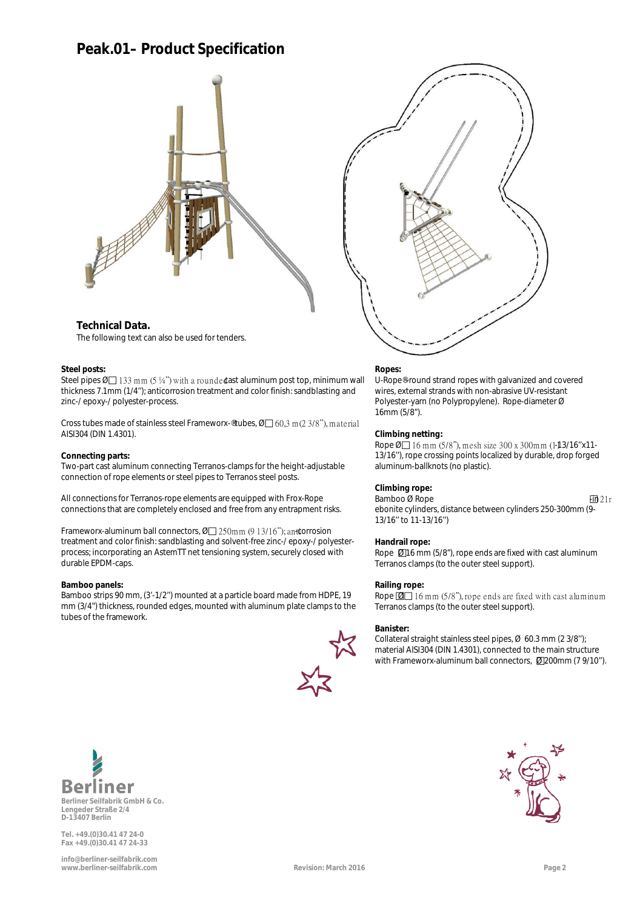# Peak.01– Product Specification

**Technical Data.**
The following text can also be used for tenders.

**Steel posts:**
Steel pipes Ø 133 mm (5 ¼") with a rounded cast aluminum post top, minimum wall thickness 7.1mm (1/4"); anticorrosion treatment and color finish: sandblasting and zinc-/ epoxy-/ polyester-process.

Cross tubes made of stainless steel Frameworx-®tubes, Ø 60,3 m (2 3/8"), material AISI304 (DIN 1.4301).

**Connecting parts:**
Two-part cast aluminum connecting Terranos-clamps for the height-adjustable connection of rope elements or steel pipes to Terranos steel posts.

All connections for Terranos-rope elements are equipped with Frox-Rope connections that are completely enclosed and free from any entrapment risks.

Frameworx-aluminum ball connectors, Ø 250mm (9 13/16"); anticorrosion treatment and color finish: sandblasting and solvent-free zinc-/ epoxy-/ polyester-process; incorporating an AstemTT net tensioning system, securely closed with durable EPDM-caps.

**Bamboo panels:**
Bamboo strips 90 mm, (3'-1/2") mounted at a particle board made from HDPE, 19 mm (3/4") thickness, rounded edges, mounted with aluminum plate clamps to the tubes of the framework.

**Ropes:**
U-Rope®round strand ropes with galvanized and covered wires, external strands with non-abrasive UV-resistant Polyester-yarn (no Polypropylene). Rope-diameter Ø 16mm (5/8").

**Climbing netting:**
Rope Ø 16 mm (5/8"), mesh size 300 x 300mm (11-13/16"x11-13/16"), rope crossing points localized by durable, drop forged aluminum-ballknots (no plastic).

**Climbing rope:**
Bamboo Ø Rope 21r
ebonite cylinders, distance between cylinders 250-300mm (9-13/16" to 11-13/16")

**Handrail rope:**
Rope Ø16 mm (5/8"), rope ends are fixed with cast aluminum Terranos clamps (to the outer steel support).

**Railing rope:**
Rope Ø 16 mm (5/8"), rope ends are fixed with cast aluminum Terranos clamps (to the outer steel support).

**Banister:**
Collateral straight stainless steel pipes, Ø 60.3 mm (2 3/8"); material AISI304 (DIN 1.4301), connected to the main structure with Frameworx-aluminum ball connectors, Ø200mm (7 9/10").

Berliner
Berliner Seilfabrik GmbH & Co.
Lengeder Straße 2/4
D-13407 Berlin

Tel. +49.(0)30.41 47 24-0
Fax +49.(0)30.41 47 24-33

info@berliner-seilfabrik.com
www.berliner-seilfabrik.com

Revision: March 2016